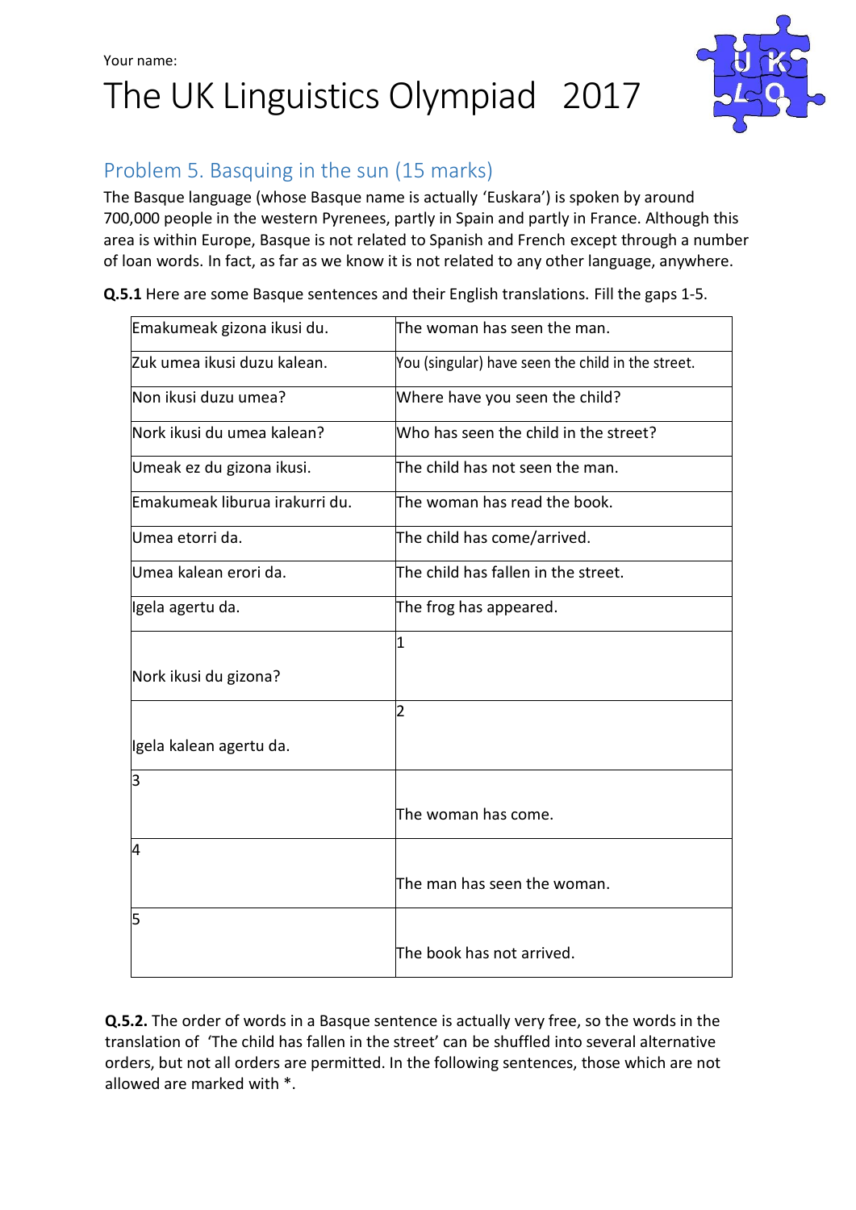Your name:

# The UK Linguistics Olympiad 2017

## Problem 5. Basquing in the sun (15 marks)

The Basque language (whose Basque name is actually 'Euskara') is spoken by around 700,000 people in the western Pyrenees, partly in Spain and partly in France. Although this area is within Europe, Basque is not related to Spanish and French except through a number of loan words. In fact, as far as we know it is not related to any other language, anywhere.

**Q.5.1** Here are some Basque sentences and their English translations. Fill the gaps 1-5.

| Basque | English |
|---|---|
| Emakumeak gizona ikusi du. | The woman has seen the man. |
| Zuk umea ikusi duzu kalean. | You (singular) have seen the child in the street. |
| Non ikusi duzu umea? | Where have you seen the child? |
| Nork ikusi du umea kalean? | Who has seen the child in the street? |
| Umeak ez du gizona ikusi. | The child has not seen the man. |
| Emakumeak liburua irakurri du. | The woman has read the book. |
| Umea etorri da. | The child has come/arrived. |
| Umea kalean erori da. | The child has fallen in the street. |
| Igela agertu da. | The frog has appeared. |
| Nork ikusi du gizona? | 1 |
| Igela kalean agertu da. | 2 |
| 3 | The woman has come. |
| 4 | The man has seen the woman. |
| 5 | The book has not arrived. |

**Q.5.2.** The order of words in a Basque sentence is actually very free, so the words in the translation of 'The child has fallen in the street' can be shuffled into several alternative orders, but not all orders are permitted. In the following sentences, those which are not allowed are marked with *.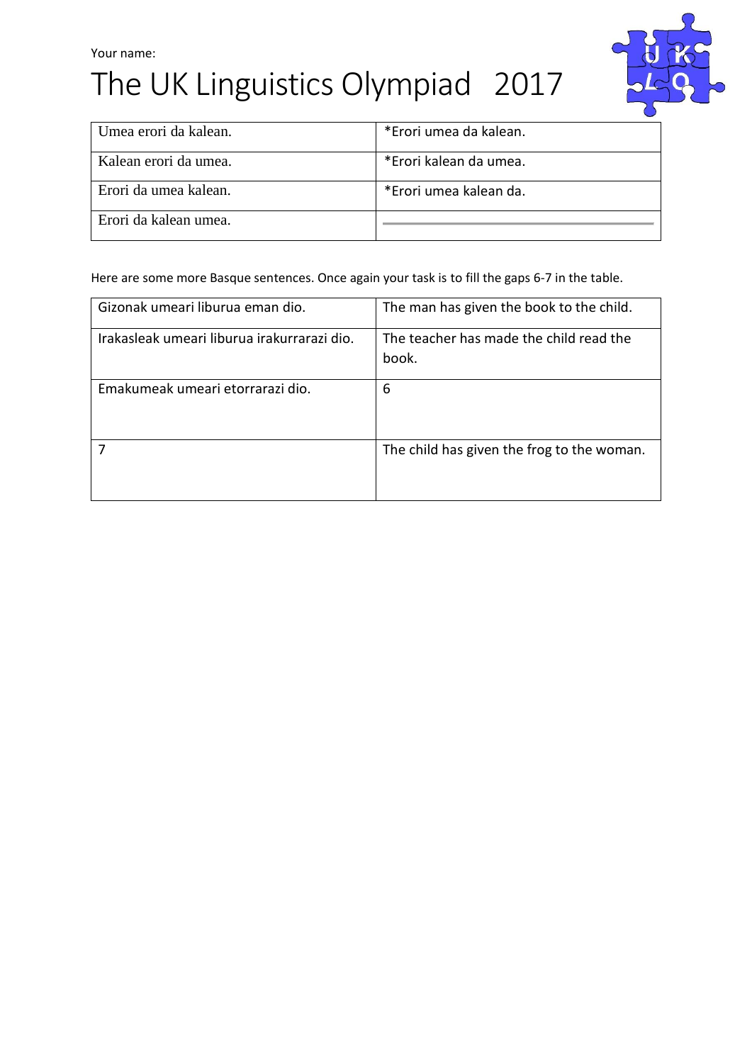| Umea erori da kalean. | *Erori umea da kalean. |
| --- | --- |
| Kalean erori da umea. | *Erori kalean da umea. |
| Erori da umea kalean. | *Erori umea kalean da. |
| Erori da kalean umea. | |

Here are some more Basque sentences. Once again your task is to fill the gaps 6-7 in the table.

| Gizonak umeari liburua eman dio. | The man has given the book to the child. |
| --- | --- |
| Irakasleak umeari liburua irakurrarazi dio. | The teacher has made the child read the book. |
| Emakumeak umeari etorrarazi dio. | 6 |
| 7 | The child has given the frog to the woman. |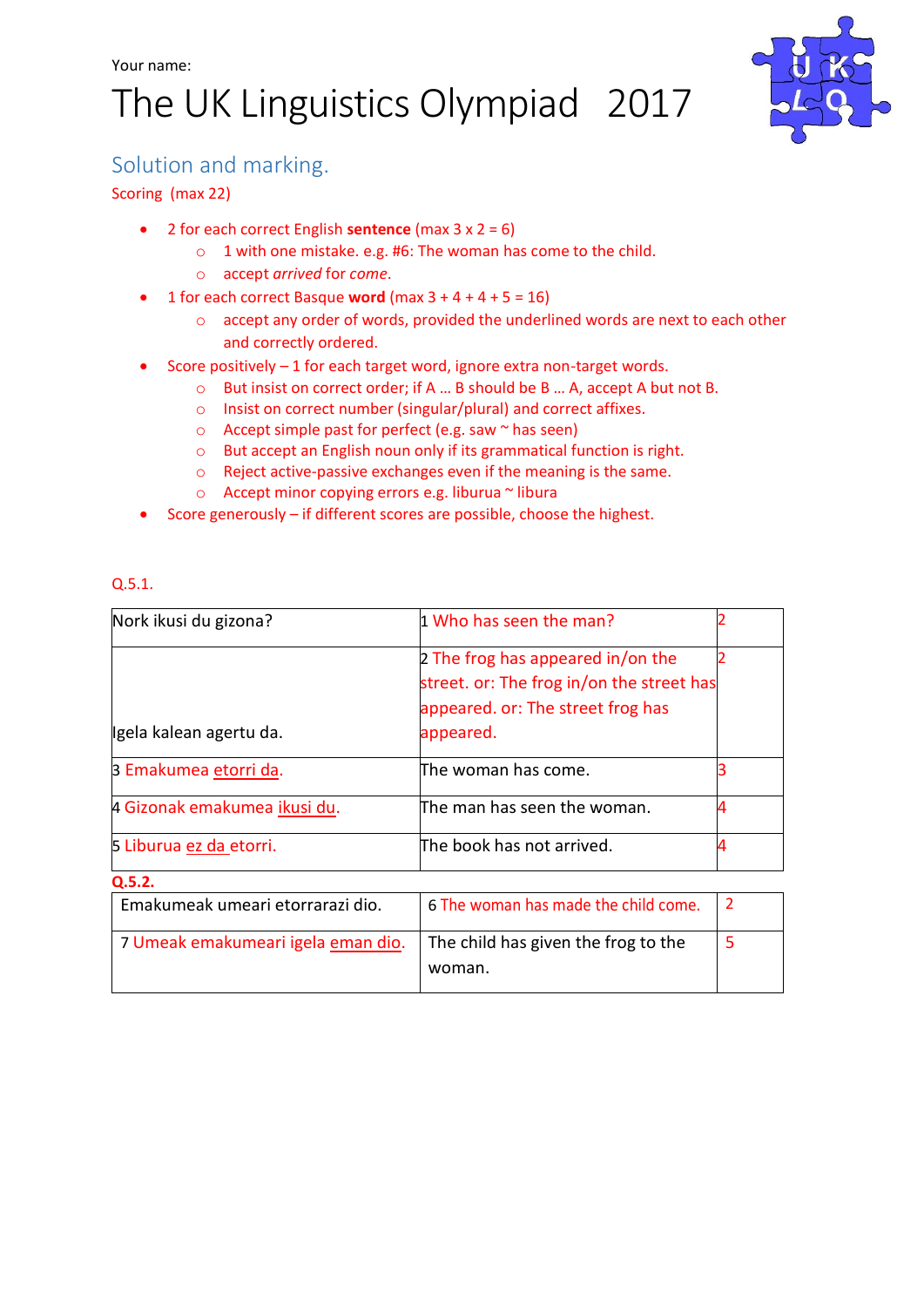Your name:

# The UK Linguistics Olympiad 2017

## Solution and marking.

Scoring (max 22)

- 2 for each correct English **sentence** (max 3 x 2 = 6)
  - 1 with one mistake. e.g. #6: The woman has come to the child.
  - accept *arrived* for *come*.
- 1 for each correct Basque **word** (max 3 + 4 + 4 + 5 = 16)
  - accept any order of words, provided the underlined words are next to each other and correctly ordered.
- Score positively – 1 for each target word, ignore extra non-target words.
  - But insist on correct order; if A … B should be B … A, accept A but not B.
  - Insist on correct number (singular/plural) and correct affixes.
  - Accept simple past for perfect (e.g. saw ~ has seen)
  - But accept an English noun only if its grammatical function is right.
  - Reject active-passive exchanges even if the meaning is the same.
  - Accept minor copying errors e.g. liburua ~ libura
- Score generously – if different scores are possible, choose the highest.

Q.5.1.

| Basque | English | Score |
|---|---|---|
| Nork ikusi du gizona? | 1 Who has seen the man? | 2 |
| Igela kalean agertu da. | 2 The frog has appeared in/on the street. or: The frog in/on the street has appeared. or: The street frog has appeared. | 2 |
| 3 Emakumea <u>etorri da</u>. | The woman has come. | 3 |
| 4 Gizonak emakumea <u>ikusi du</u>. | The man has seen the woman. | 4 |
| 5 Liburua <u>ez da</u> etorri. | The book has not arrived. | 4 |

**Q.5.2.**

| Basque | English | Score |
|---|---|---|
| Emakumeak umeari etorrarazi dio. | 6 The woman has made the child come. | 2 |
| 7 Umeak emakumeari igela <u>eman dio</u>. | The child has given the frog to the woman. | 5 |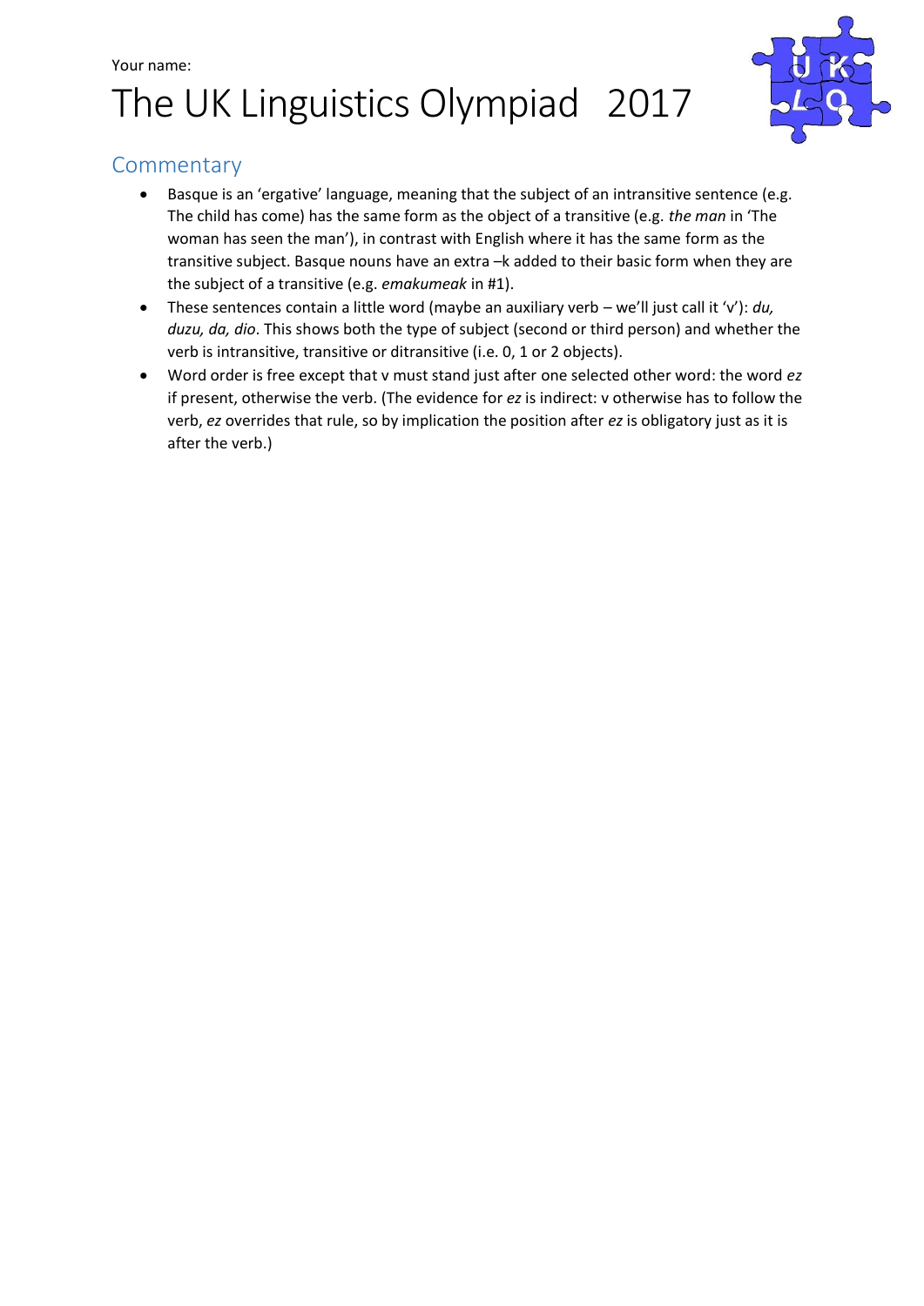Your name:

# The UK Linguistics Olympiad 2017

## Commentary

- Basque is an 'ergative' language, meaning that the subject of an intransitive sentence (e.g. The child has come) has the same form as the object of a transitive (e.g. *the man* in 'The woman has seen the man'), in contrast with English where it has the same form as the transitive subject. Basque nouns have an extra –k added to their basic form when they are the subject of a transitive (e.g. *emakumeak* in #1).
- These sentences contain a little word (maybe an auxiliary verb – we'll just call it 'v'): *du, duzu, da, dio*. This shows both the type of subject (second or third person) and whether the verb is intransitive, transitive or ditransitive (i.e. 0, 1 or 2 objects).
- Word order is free except that v must stand just after one selected other word: the word *ez* if present, otherwise the verb. (The evidence for *ez* is indirect: v otherwise has to follow the verb, *ez* overrides that rule, so by implication the position after *ez* is obligatory just as it is after the verb.)